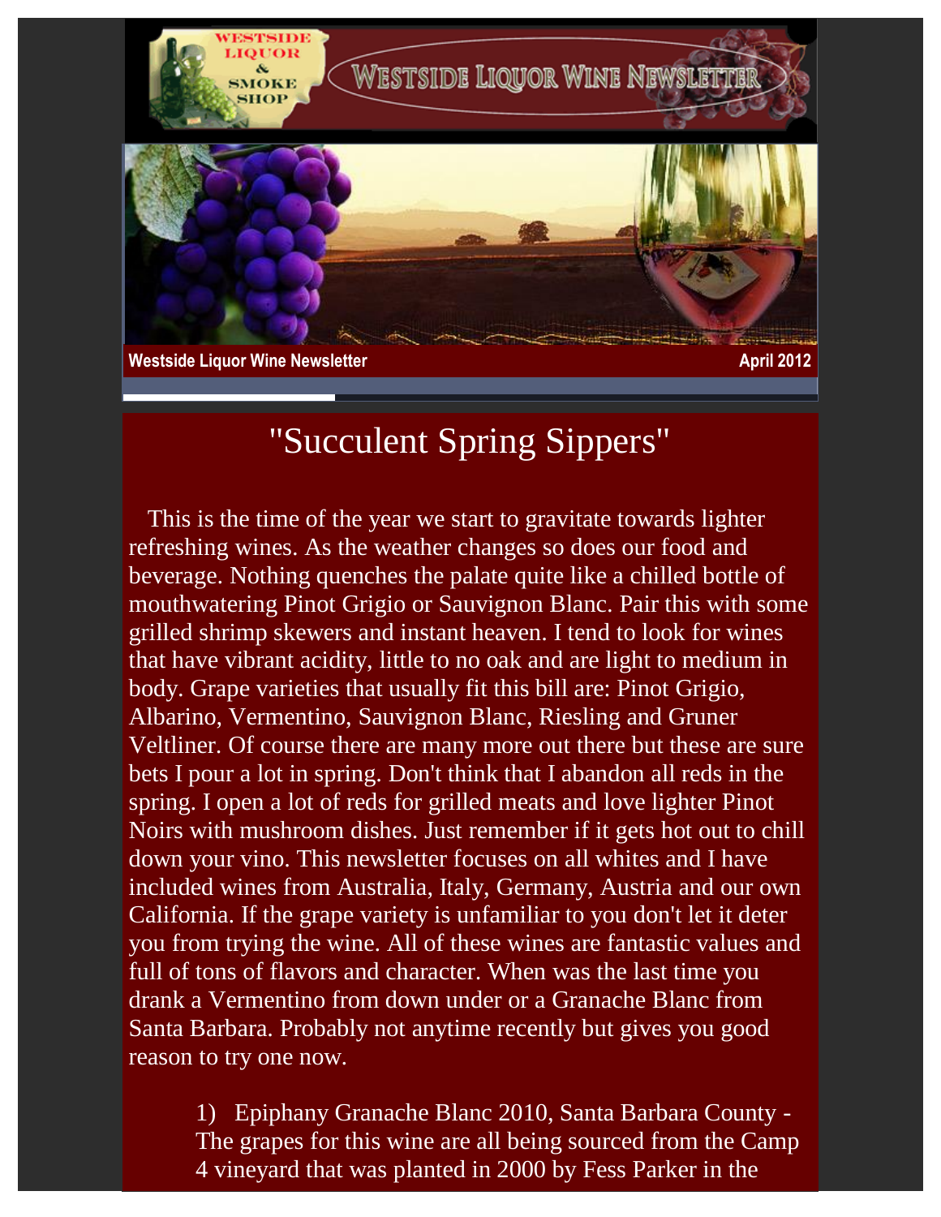Westside Liquor Wine Newsletter — April 2012

# "Succulent Spring Sippers"

This is the time of the year we start to gravitate towards lighter refreshing wines. As the weather changes so does our food and beverage. Nothing quenches the palate quite like a chilled bottle of mouthwatering Pinot Grigio or Sauvignon Blanc. Pair this with some grilled shrimp skewers and instant heaven. I tend to look for wines that have vibrant acidity, little to no oak and are light to medium in body. Grape varieties that usually fit this bill are: Pinot Grigio, Albarino, Vermentino, Sauvignon Blanc, Riesling and Gruner Veltliner. Of course there are many more out there but these are sure bets I pour a lot in spring. Don't think that I abandon all reds in the spring. I open a lot of reds for grilled meats and love lighter Pinot Noirs with mushroom dishes. Just remember if it gets hot out to chill down your vino. This newsletter focuses on all whites and I have included wines from Australia, Italy, Germany, Austria and our own California. If the grape variety is unfamiliar to you don't let it deter you from trying the wine. All of these wines are fantastic values and full of tons of flavors and character. When was the last time you drank a Vermentino from down under or a Granache Blanc from Santa Barbara. Probably not anytime recently but gives you good reason to try one now.

1) Epiphany Granache Blanc 2010, Santa Barbara County - The grapes for this wine are all being sourced from the Camp 4 vineyard that was planted in 2000 by Fess Parker in the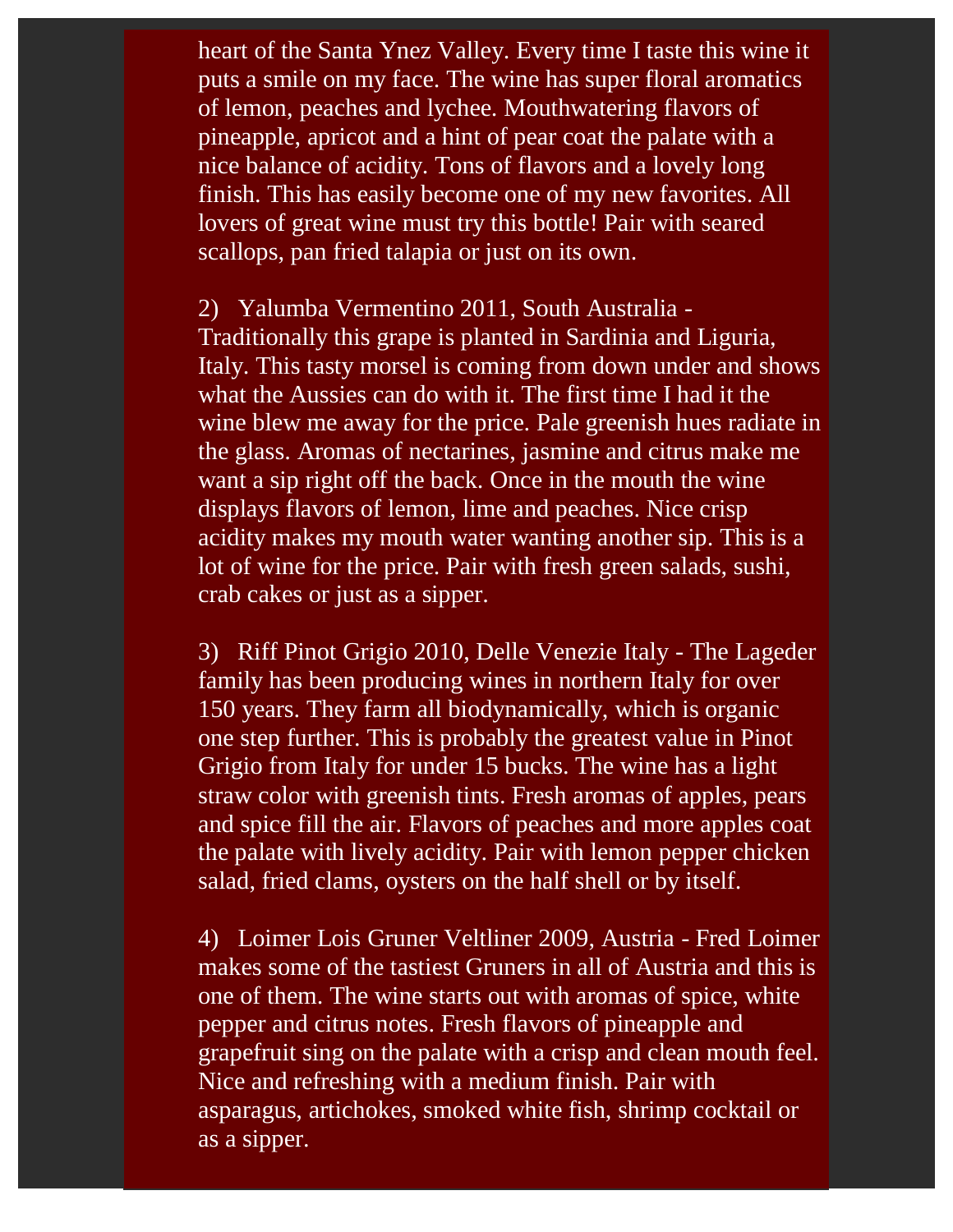heart of the Santa Ynez Valley. Every time I taste this wine it puts a smile on my face. The wine has super floral aromatics of lemon, peaches and lychee. Mouthwatering flavors of pineapple, apricot and a hint of pear coat the palate with a nice balance of acidity. Tons of flavors and a lovely long finish. This has easily become one of my new favorites. All lovers of great wine must try this bottle! Pair with seared scallops, pan fried talapia or just on its own.

2) Yalumba Vermentino 2011, South Australia - Traditionally this grape is planted in Sardinia and Liguria, Italy. This tasty morsel is coming from down under and shows what the Aussies can do with it. The first time I had it the wine blew me away for the price. Pale greenish hues radiate in the glass. Aromas of nectarines, jasmine and citrus make me want a sip right off the back. Once in the mouth the wine displays flavors of lemon, lime and peaches. Nice crisp acidity makes my mouth water wanting another sip. This is a lot of wine for the price. Pair with fresh green salads, sushi, crab cakes or just as a sipper.

3) Riff Pinot Grigio 2010, Delle Venezie Italy - The Lageder family has been producing wines in northern Italy for over 150 years. They farm all biodynamically, which is organic one step further. This is probably the greatest value in Pinot Grigio from Italy for under 15 bucks. The wine has a light straw color with greenish tints. Fresh aromas of apples, pears and spice fill the air. Flavors of peaches and more apples coat the palate with lively acidity. Pair with lemon pepper chicken salad, fried clams, oysters on the half shell or by itself.

4) Loimer Lois Gruner Veltliner 2009, Austria - Fred Loimer makes some of the tastiest Gruners in all of Austria and this is one of them. The wine starts out with aromas of spice, white pepper and citrus notes. Fresh flavors of pineapple and grapefruit sing on the palate with a crisp and clean mouth feel. Nice and refreshing with a medium finish. Pair with asparagus, artichokes, smoked white fish, shrimp cocktail or as a sipper.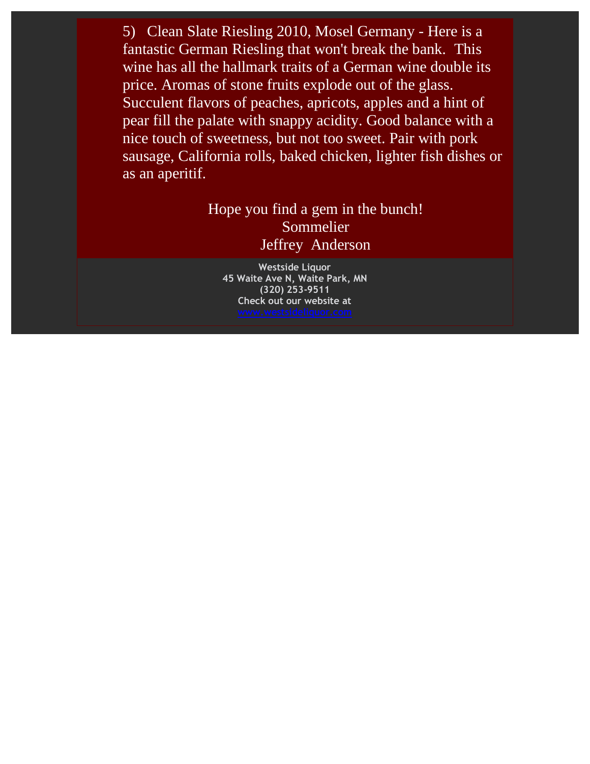5) Clean Slate Riesling 2010, Mosel Germany - Here is a fantastic German Riesling that won't break the bank. This wine has all the hallmark traits of a German wine double its price. Aromas of stone fruits explode out of the glass. Succulent flavors of peaches, apricots, apples and a hint of pear fill the palate with snappy acidity. Good balance with a nice touch of sweetness, but not too sweet. Pair with pork sausage, California rolls, baked chicken, lighter fish dishes or as an aperitif.

Hope you find a gem in the bunch!
Sommelier
Jeffrey Anderson

**Westside Liquor**
**45 Waite Ave N, Waite Park, MN**
**(320) 253-9511**
**Check out our website at**
**www.westsideliquor.com**